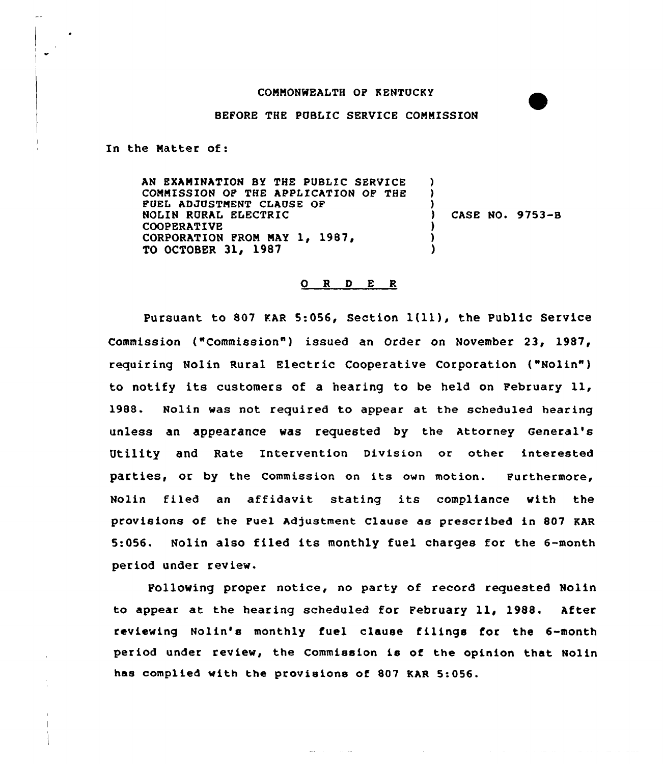COMMONWEALTH OF KENTUCKY

BEFORE THE PUBLIC SERVICE COMMISSION

In the Matter of:

| | | |
|---|---|---|
| AN EXAMINATION BY THE PUBLIC SERVICE COMMISSION OF THE APPLICATION OF THE FUEL ADJUSTMENT CLAUSE OF NOLIN RURAL ELECTRIC COOPERATIVE CORPORATION FROM MAY 1, 1987, TO OCTOBER 31, 1987 | ) | CASE NO. 9753-B |

O R D E R

Pursuant to 807 KAR 5:056, Section 1(11), the Public Service Commission ("Commission") issued an Order on November 23, 1987, requiring Nolin Rural Electric Cooperative Corporation ("Nolin") to notify its customers of a hearing to be held on February 11, 1988. Nolin was not required to appear at the scheduled hearing unless an appearance was requested by the Attorney General's Utility and Rate Intervention Division or other interested parties, or by the Commission on its own motion. Furthermore, Nolin filed an affidavit stating its compliance with the provisions of the Fuel Adjustment Clause as prescribed in 807 KAR 5:056. Nolin also filed its monthly fuel charges for the 6-month period under review.

Following proper notice, no party of record requested Nolin to appear at the hearing scheduled for February 11, 1988. After reviewing Nolin's monthly fuel clause filings for the 6-month period under review, the Commission is of the opinion that Nolin has complied with the provisions of 807 KAR 5:056.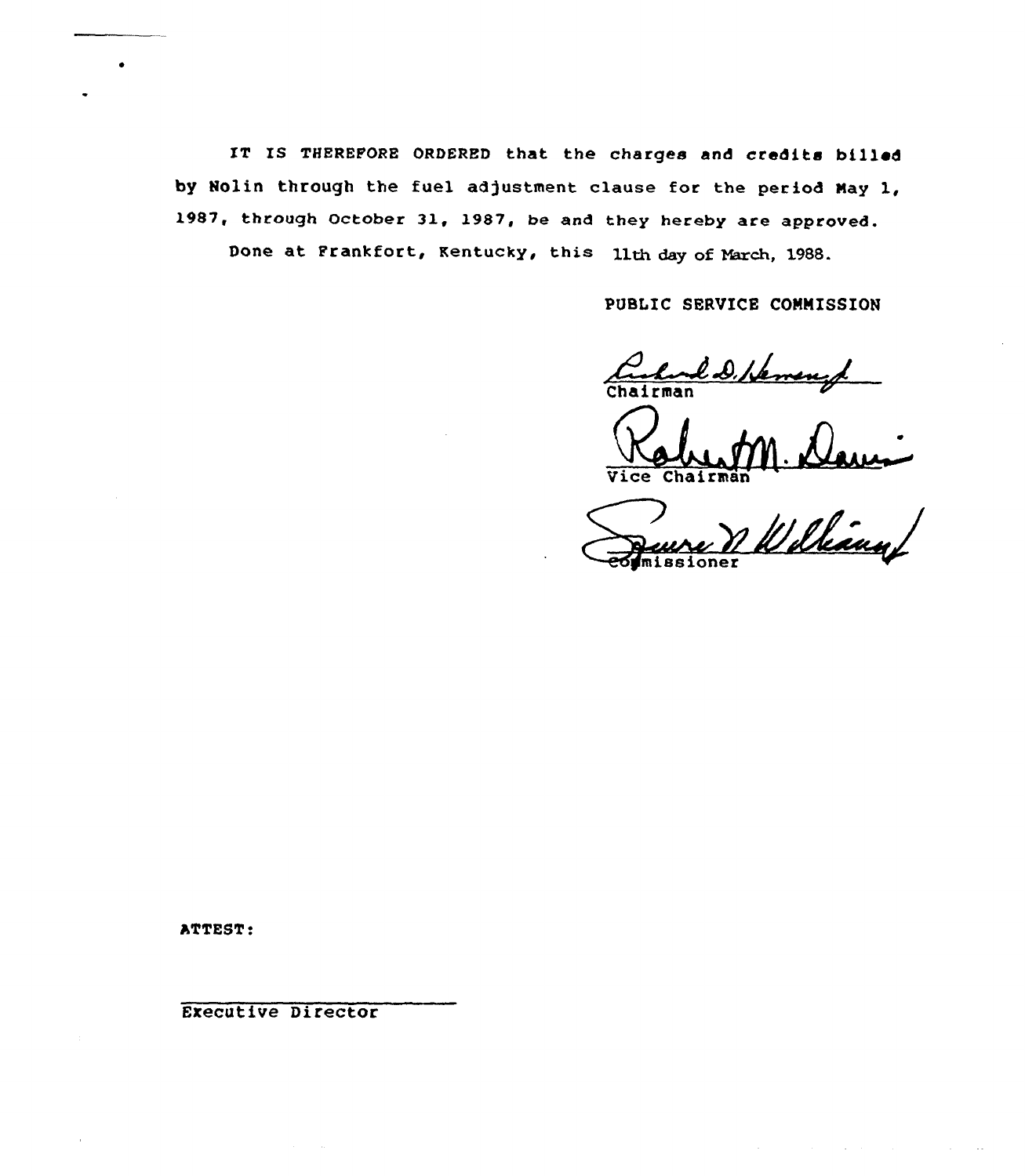IT IS THEREFORE ORDERED that the charges and credits billed by Nolin through the fuel adjustment clause for the period May 1, 1987, through October 31, 1987, be and they hereby are approved.

Done at Frankfort, Kentucky, this 11th day of March, 1988.

PUBLIC SERVICE COMMISSION

Chairman

Vice Chairman

Commissioner

ATTEST:

Executive Director